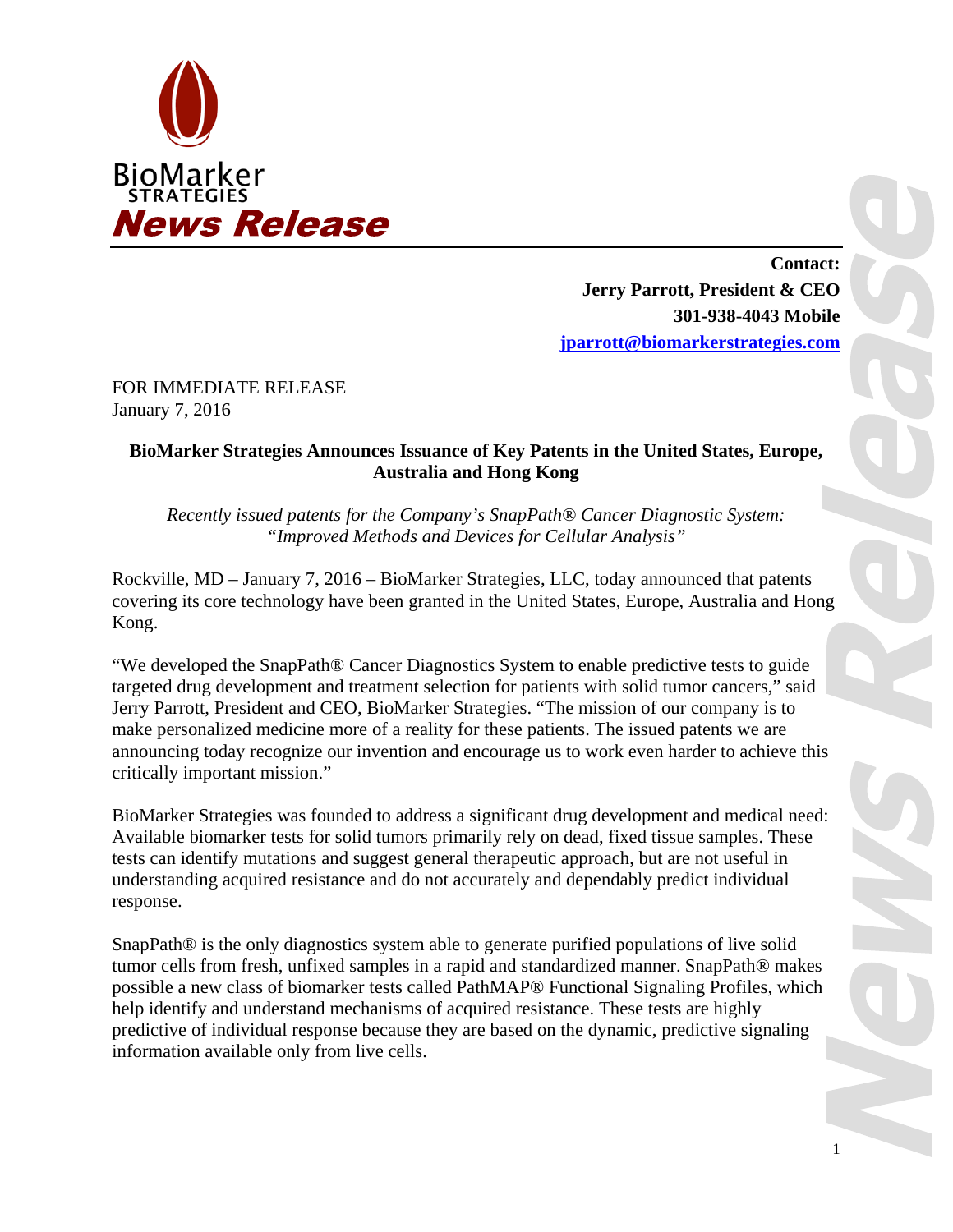BioMarker STRATEGIES

**News Release**

**Contact:**
**Jerry Parrott, President & CEO**
**301-938-4043 Mobile**
**jparrott@biomarkerstrategies.com**

FOR IMMEDIATE RELEASE
January 7, 2016

**BioMarker Strategies Announces Issuance of Key Patents in the United States, Europe, Australia and Hong Kong**

*Recently issued patents for the Company's SnapPath® Cancer Diagnostic System: "Improved Methods and Devices for Cellular Analysis"*

Rockville, MD – January 7, 2016 – BioMarker Strategies, LLC, today announced that patents covering its core technology have been granted in the United States, Europe, Australia and Hong Kong.

"We developed the SnapPath® Cancer Diagnostics System to enable predictive tests to guide targeted drug development and treatment selection for patients with solid tumor cancers," said Jerry Parrott, President and CEO, BioMarker Strategies. "The mission of our company is to make personalized medicine more of a reality for these patients. The issued patents we are announcing today recognize our invention and encourage us to work even harder to achieve this critically important mission."

BioMarker Strategies was founded to address a significant drug development and medical need: Available biomarker tests for solid tumors primarily rely on dead, fixed tissue samples. These tests can identify mutations and suggest general therapeutic approach, but are not useful in understanding acquired resistance and do not accurately and dependably predict individual response.

SnapPath® is the only diagnostics system able to generate purified populations of live solid tumor cells from fresh, unfixed samples in a rapid and standardized manner. SnapPath® makes possible a new class of biomarker tests called PathMAP® Functional Signaling Profiles, which help identify and understand mechanisms of acquired resistance. These tests are highly predictive of individual response because they are based on the dynamic, predictive signaling information available only from live cells.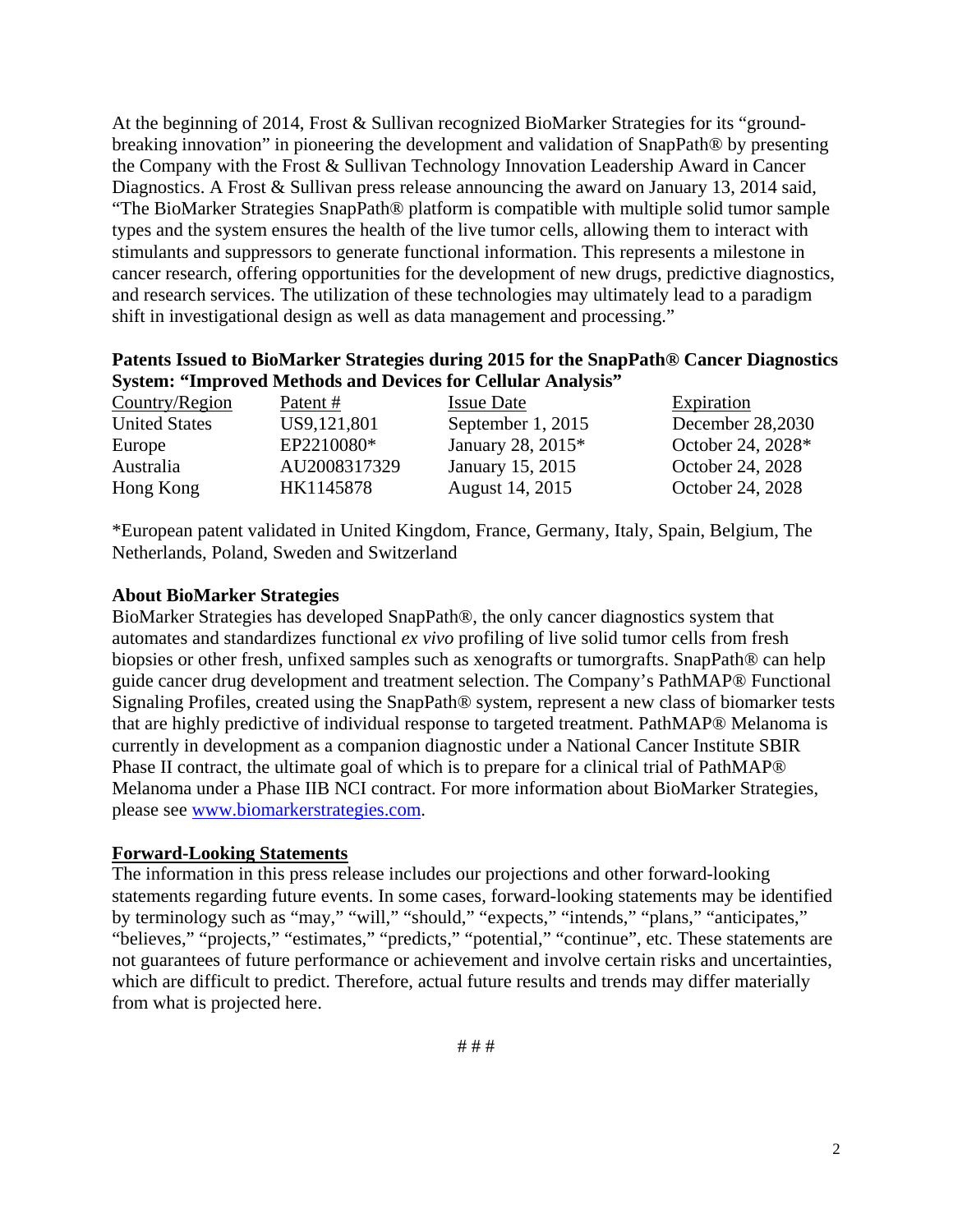At the beginning of 2014, Frost & Sullivan recognized BioMarker Strategies for its "ground-breaking innovation" in pioneering the development and validation of SnapPath® by presenting the Company with the Frost & Sullivan Technology Innovation Leadership Award in Cancer Diagnostics. A Frost & Sullivan press release announcing the award on January 13, 2014 said, "The BioMarker Strategies SnapPath® platform is compatible with multiple solid tumor sample types and the system ensures the health of the live tumor cells, allowing them to interact with stimulants and suppressors to generate functional information. This represents a milestone in cancer research, offering opportunities for the development of new drugs, predictive diagnostics, and research services. The utilization of these technologies may ultimately lead to a paradigm shift in investigational design as well as data management and processing."

**Patents Issued to BioMarker Strategies during 2015 for the SnapPath® Cancer Diagnostics System: "Improved Methods and Devices for Cellular Analysis"**

| Country/Region | Patent # | Issue Date | Expiration |
|---|---|---|---|
| United States | US9,121,801 | September 1, 2015 | December 28,2030 |
| Europe | EP2210080* | January 28, 2015* | October 24, 2028* |
| Australia | AU2008317329 | January 15, 2015 | October 24, 2028 |
| Hong Kong | HK1145878 | August 14, 2015 | October 24, 2028 |

*European patent validated in United Kingdom, France, Germany, Italy, Spain, Belgium, The Netherlands, Poland, Sweden and Switzerland

**About BioMarker Strategies**

BioMarker Strategies has developed SnapPath®, the only cancer diagnostics system that automates and standardizes functional *ex vivo* profiling of live solid tumor cells from fresh biopsies or other fresh, unfixed samples such as xenografts or tumorgrafts. SnapPath® can help guide cancer drug development and treatment selection. The Company's PathMAP® Functional Signaling Profiles, created using the SnapPath® system, represent a new class of biomarker tests that are highly predictive of individual response to targeted treatment. PathMAP® Melanoma is currently in development as a companion diagnostic under a National Cancer Institute SBIR Phase II contract, the ultimate goal of which is to prepare for a clinical trial of PathMAP® Melanoma under a Phase IIB NCI contract. For more information about BioMarker Strategies, please see www.biomarkerstrategies.com.

**Forward-Looking Statements**

The information in this press release includes our projections and other forward-looking statements regarding future events. In some cases, forward-looking statements may be identified by terminology such as "may," "will," "should," "expects," "intends," "plans," "anticipates," "believes," "projects," "estimates," "predicts," "potential," "continue", etc. These statements are not guarantees of future performance or achievement and involve certain risks and uncertainties, which are difficult to predict. Therefore, actual future results and trends may differ materially from what is projected here.

# # #